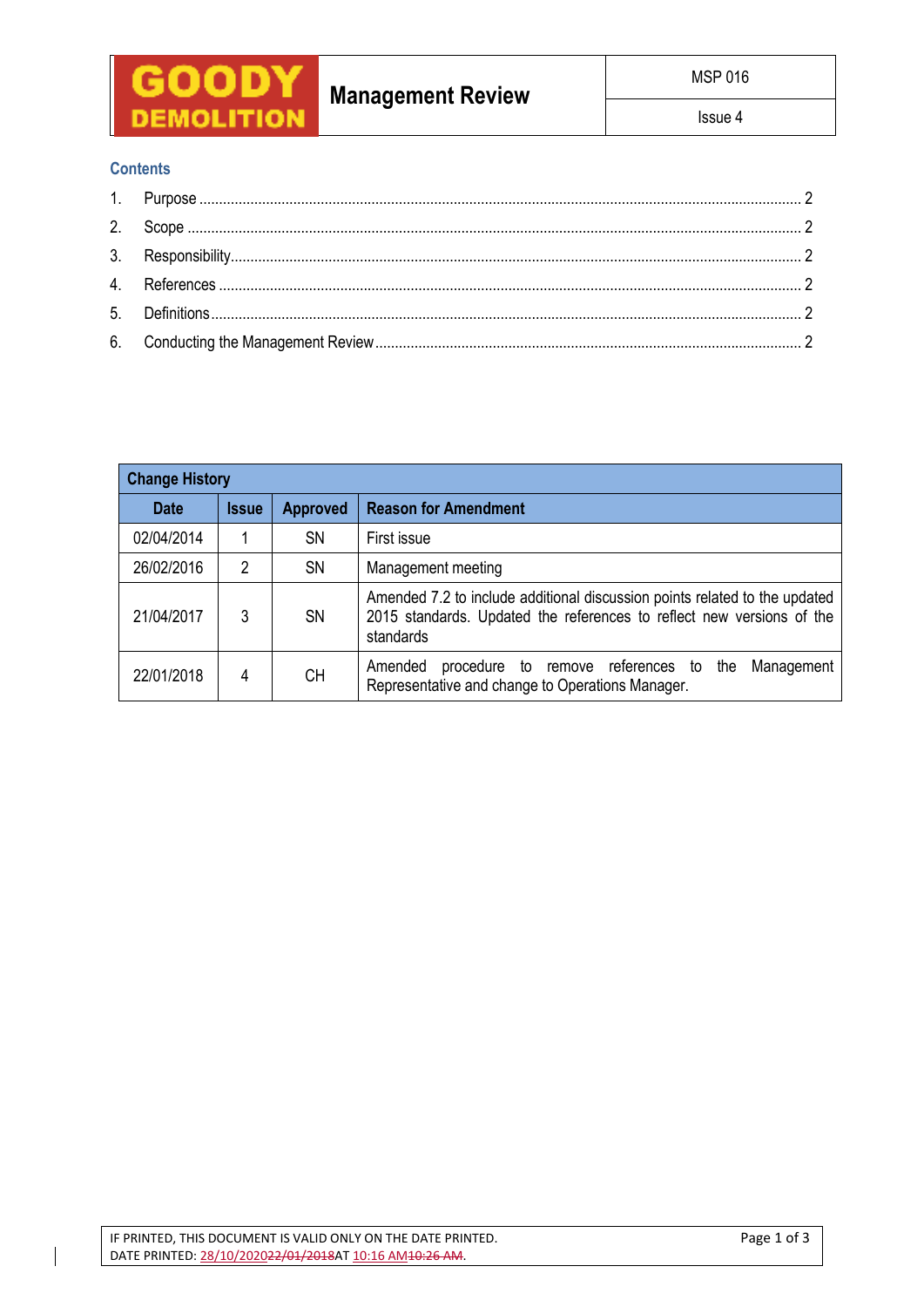| GOODY DEMOLITION | Management Review | MSP 016 |
|---|---|---|
| | | Issue 4 |

## Contents

1. Purpose ........ 2
2. Scope ........ 2
3. Responsibility ........ 2
4. References ........ 2
5. Definitions ........ 2
6. Conducting the Management Review ........ 2

| Change History | | | |
|---|---|---|---|
| **Date** | **Issue** | **Approved** | **Reason for Amendment** |
| 02/04/2014 | 1 | SN | First issue |
| 26/02/2016 | 2 | SN | Management meeting |
| 21/04/2017 | 3 | SN | Amended 7.2 to include additional discussion points related to the updated 2015 standards. Updated the references to reflect new versions of the standards |
| 22/01/2018 | 4 | CH | Amended procedure to remove references to the Management Representative and change to Operations Manager. |

IF PRINTED, THIS DOCUMENT IS VALID ONLY ON THE DATE PRINTED.
DATE PRINTED: 28/10/2020~~22/01/2018~~AT 10:16 AM~~10:26 AM~~.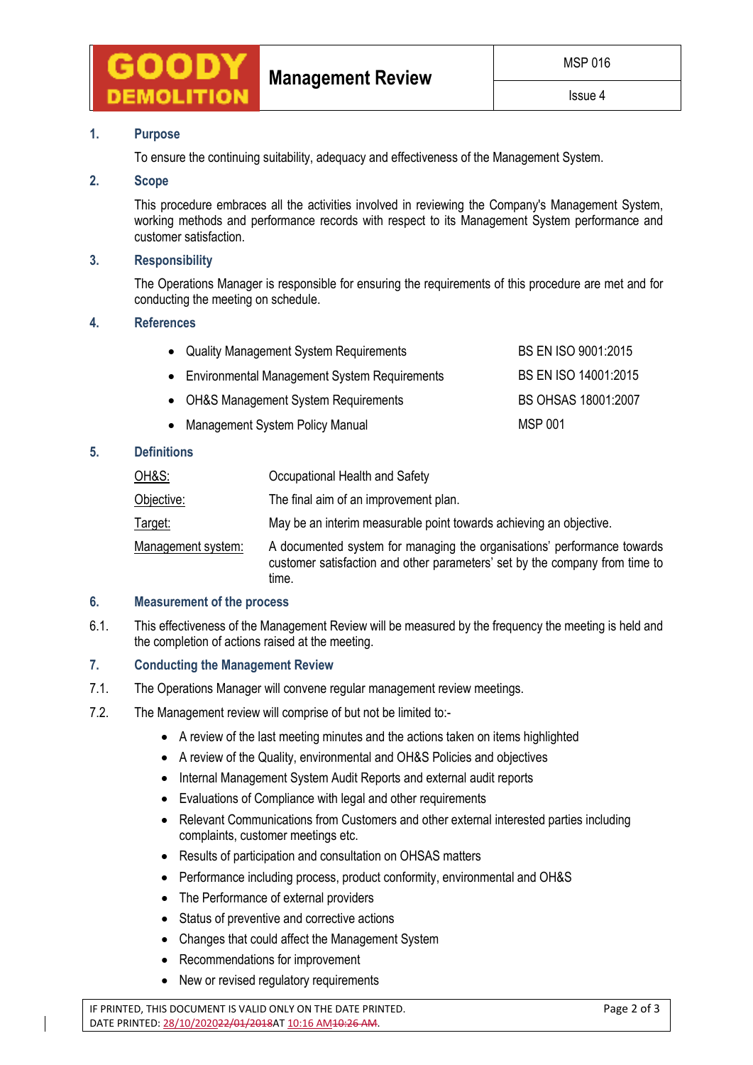## 1. Purpose

To ensure the continuing suitability, adequacy and effectiveness of the Management System.

## 2. Scope

This procedure embraces all the activities involved in reviewing the Company's Management System, working methods and performance records with respect to its Management System performance and customer satisfaction.

## 3. Responsibility

The Operations Manager is responsible for ensuring the requirements of this procedure are met and for conducting the meeting on schedule.

## 4. References

| | |
|---|---|
| • Quality Management System Requirements | BS EN ISO 9001:2015 |
| • Environmental Management System Requirements | BS EN ISO 14001:2015 |
| • OH&S Management System Requirements | BS OHSAS 18001:2007 |
| • Management System Policy Manual | MSP 001 |

## 5. Definitions

| | |
|---|---|
| OH&S: | Occupational Health and Safety |
| Objective: | The final aim of an improvement plan. |
| Target: | May be an interim measurable point towards achieving an objective. |
| Management system: | A documented system for managing the organisations' performance towards customer satisfaction and other parameters' set by the company from time to time. |

## 6. Measurement of the process

6.1. This effectiveness of the Management Review will be measured by the frequency the meeting is held and the completion of actions raised at the meeting.

## 7. Conducting the Management Review

7.1. The Operations Manager will convene regular management review meetings.

7.2. The Management review will comprise of but not be limited to:-

- A review of the last meeting minutes and the actions taken on items highlighted
- A review of the Quality, environmental and OH&S Policies and objectives
- Internal Management System Audit Reports and external audit reports
- Evaluations of Compliance with legal and other requirements
- Relevant Communications from Customers and other external interested parties including complaints, customer meetings etc.
- Results of participation and consultation on OHSAS matters
- Performance including process, product conformity, environmental and OH&S
- The Performance of external providers
- Status of preventive and corrective actions
- Changes that could affect the Management System
- Recommendations for improvement
- New or revised regulatory requirements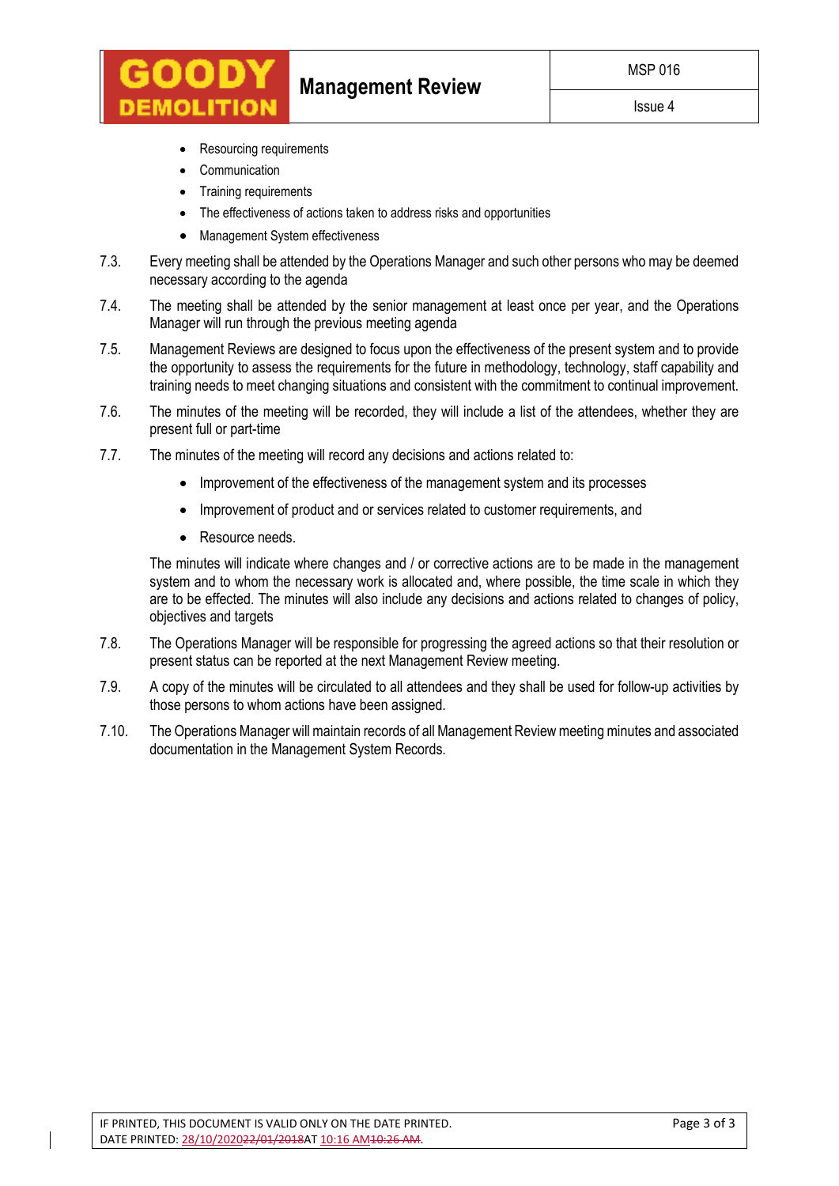- Resourcing requirements
- Communication
- Training requirements
- The effectiveness of actions taken to address risks and opportunities
- Management System effectiveness

7.3. Every meeting shall be attended by the Operations Manager and such other persons who may be deemed necessary according to the agenda

7.4. The meeting shall be attended by the senior management at least once per year, and the Operations Manager will run through the previous meeting agenda

7.5. Management Reviews are designed to focus upon the effectiveness of the present system and to provide the opportunity to assess the requirements for the future in methodology, technology, staff capability and training needs to meet changing situations and consistent with the commitment to continual improvement.

7.6. The minutes of the meeting will be recorded, they will include a list of the attendees, whether they are present full or part-time

7.7. The minutes of the meeting will record any decisions and actions related to:

- Improvement of the effectiveness of the management system and its processes
- Improvement of product and or services related to customer requirements, and
- Resource needs.

The minutes will indicate where changes and / or corrective actions are to be made in the management system and to whom the necessary work is allocated and, where possible, the time scale in which they are to be effected. The minutes will also include any decisions and actions related to changes of policy, objectives and targets

7.8. The Operations Manager will be responsible for progressing the agreed actions so that their resolution or present status can be reported at the next Management Review meeting.

7.9. A copy of the minutes will be circulated to all attendees and they shall be used for follow-up activities by those persons to whom actions have been assigned.

7.10. The Operations Manager will maintain records of all Management Review meeting minutes and associated documentation in the Management System Records.